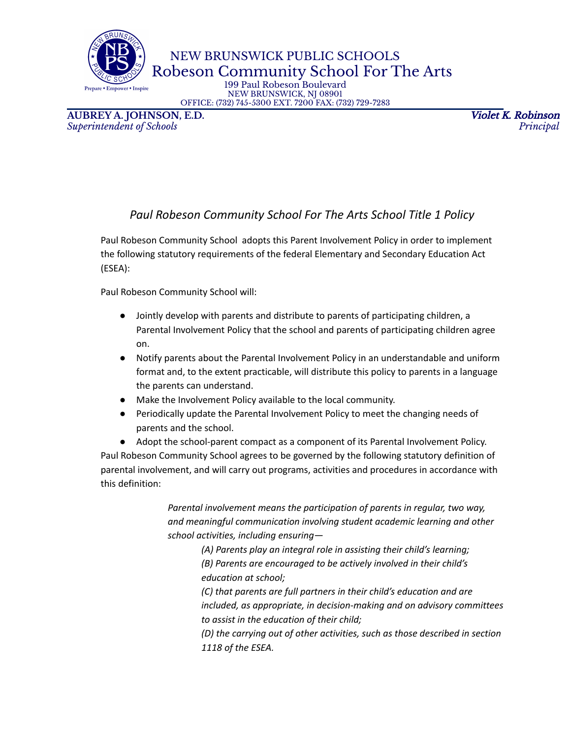NEW BRUNSWICK PUBLIC SCHOOLS
Robeson Community School For The Arts
199 Paul Robeson Boulevard
NEW BRUNSWICK, NJ 08901
OFFICE: (732) 745-5300 EXT. 7200 FAX: (732) 729-7283

**AUBREY A. JOHNSON, E.D.**
*Superintendent of Schools*

***Violet K. Robinson***
*Principal*

## *Paul Robeson Community School For The Arts School Title 1 Policy*

Paul Robeson Community School adopts this Parent Involvement Policy in order to implement the following statutory requirements of the federal Elementary and Secondary Education Act (ESEA):

Paul Robeson Community School will:

- Jointly develop with parents and distribute to parents of participating children, a Parental Involvement Policy that the school and parents of participating children agree on.
- Notify parents about the Parental Involvement Policy in an understandable and uniform format and, to the extent practicable, will distribute this policy to parents in a language the parents can understand.
- Make the Involvement Policy available to the local community.
- Periodically update the Parental Involvement Policy to meet the changing needs of parents and the school.
- Adopt the school-parent compact as a component of its Parental Involvement Policy.

Paul Robeson Community School agrees to be governed by the following statutory definition of parental involvement, and will carry out programs, activities and procedures in accordance with this definition:

> *Parental involvement means the participation of parents in regular, two way, and meaningful communication involving student academic learning and other school activities, including ensuring—*
>
> *(A) Parents play an integral role in assisting their child's learning;*
> *(B) Parents are encouraged to be actively involved in their child's education at school;*
> *(C) that parents are full partners in their child's education and are included, as appropriate, in decision-making and on advisory committees to assist in the education of their child;*
> *(D) the carrying out of other activities, such as those described in section 1118 of the ESEA.*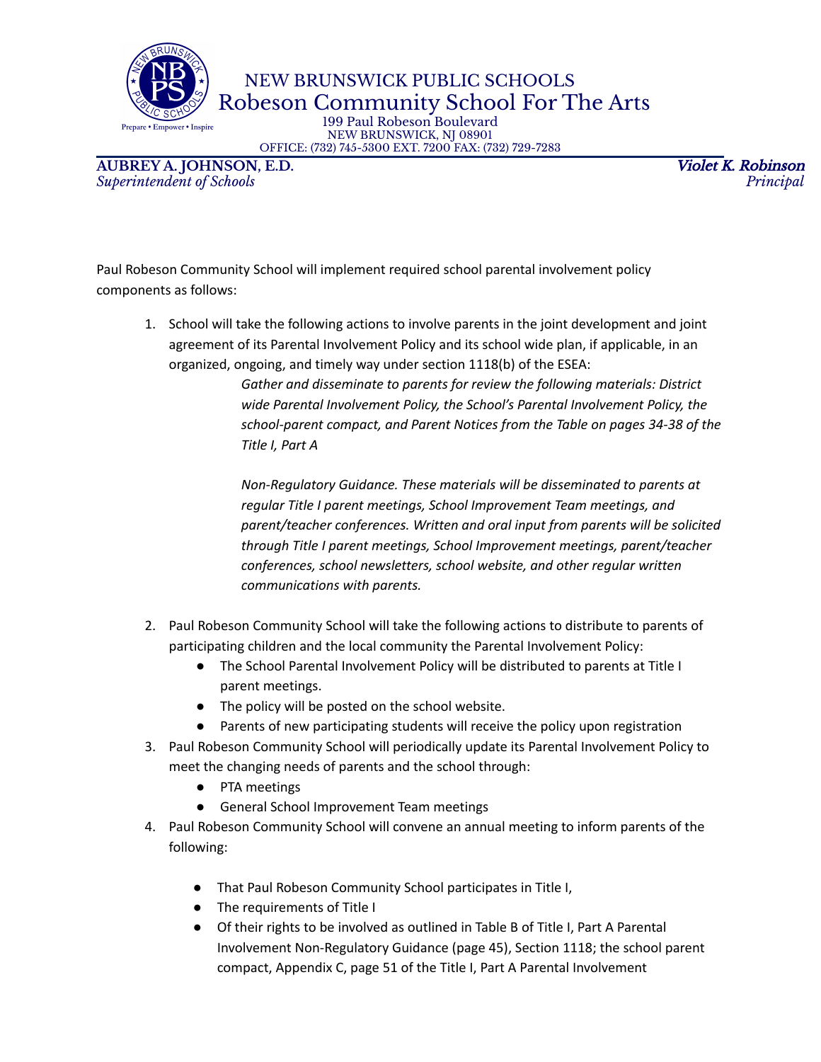NEW BRUNSWICK PUBLIC SCHOOLS
Robeson Community School For The Arts
199 Paul Robeson Boulevard
NEW BRUNSWICK, NJ 08901
OFFICE: (732) 745-5300 EXT. 7200 FAX: (732) 729-7283

**AUBREY A. JOHNSON, E.D.**
*Superintendent of Schools*

***Violet K. Robinson***
*Principal*

Paul Robeson Community School will implement required school parental involvement policy components as follows:

1. School will take the following actions to involve parents in the joint development and joint agreement of its Parental Involvement Policy and its school wide plan, if applicable, in an organized, ongoing, and timely way under section 1118(b) of the ESEA:

   *Gather and disseminate to parents for review the following materials: District wide Parental Involvement Policy, the School's Parental Involvement Policy, the school-parent compact, and Parent Notices from the Table on pages 34-38 of the Title I, Part A*

   *Non-Regulatory Guidance. These materials will be disseminated to parents at regular Title I parent meetings, School Improvement Team meetings, and parent/teacher conferences. Written and oral input from parents will be solicited through Title I parent meetings, School Improvement meetings, parent/teacher conferences, school newsletters, school website, and other regular written communications with parents.*

2. Paul Robeson Community School will take the following actions to distribute to parents of participating children and the local community the Parental Involvement Policy:
   - The School Parental Involvement Policy will be distributed to parents at Title I parent meetings.
   - The policy will be posted on the school website.
   - Parents of new participating students will receive the policy upon registration
3. Paul Robeson Community School will periodically update its Parental Involvement Policy to meet the changing needs of parents and the school through:
   - PTA meetings
   - General School Improvement Team meetings
4. Paul Robeson Community School will convene an annual meeting to inform parents of the following:
   - That Paul Robeson Community School participates in Title I,
   - The requirements of Title I
   - Of their rights to be involved as outlined in Table B of Title I, Part A Parental Involvement Non-Regulatory Guidance (page 45), Section 1118; the school parent compact, Appendix C, page 51 of the Title I, Part A Parental Involvement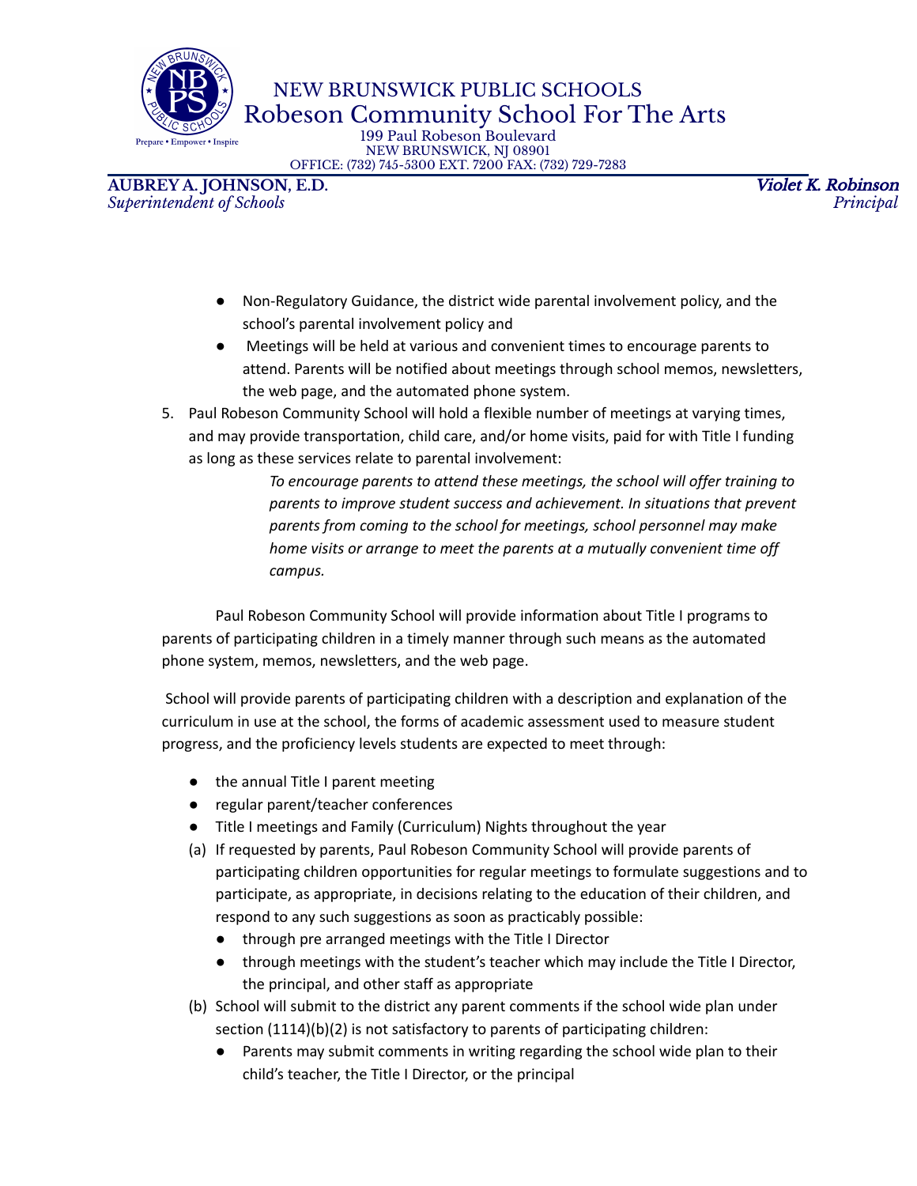- Non-Regulatory Guidance, the district wide parental involvement policy, and the school's parental involvement policy and
- Meetings will be held at various and convenient times to encourage parents to attend. Parents will be notified about meetings through school memos, newsletters, the web page, and the automated phone system.

5. Paul Robeson Community School will hold a flexible number of meetings at varying times, and may provide transportation, child care, and/or home visits, paid for with Title I funding as long as these services relate to parental involvement:

   > *To encourage parents to attend these meetings, the school will offer training to parents to improve student success and achievement. In situations that prevent parents from coming to the school for meetings, school personnel may make home visits or arrange to meet the parents at a mutually convenient time off campus.*

Paul Robeson Community School will provide information about Title I programs to parents of participating children in a timely manner through such means as the automated phone system, memos, newsletters, and the web page.

School will provide parents of participating children with a description and explanation of the curriculum in use at the school, the forms of academic assessment used to measure student progress, and the proficiency levels students are expected to meet through:

- the annual Title I parent meeting
- regular parent/teacher conferences
- Title I meetings and Family (Curriculum) Nights throughout the year

(a) If requested by parents, Paul Robeson Community School will provide parents of participating children opportunities for regular meetings to formulate suggestions and to participate, as appropriate, in decisions relating to the education of their children, and respond to any such suggestions as soon as practicably possible:
   - through pre arranged meetings with the Title I Director
   - through meetings with the student's teacher which may include the Title I Director, the principal, and other staff as appropriate

(b) School will submit to the district any parent comments if the school wide plan under section (1114)(b)(2) is not satisfactory to parents of participating children:
   - Parents may submit comments in writing regarding the school wide plan to their child's teacher, the Title I Director, or the principal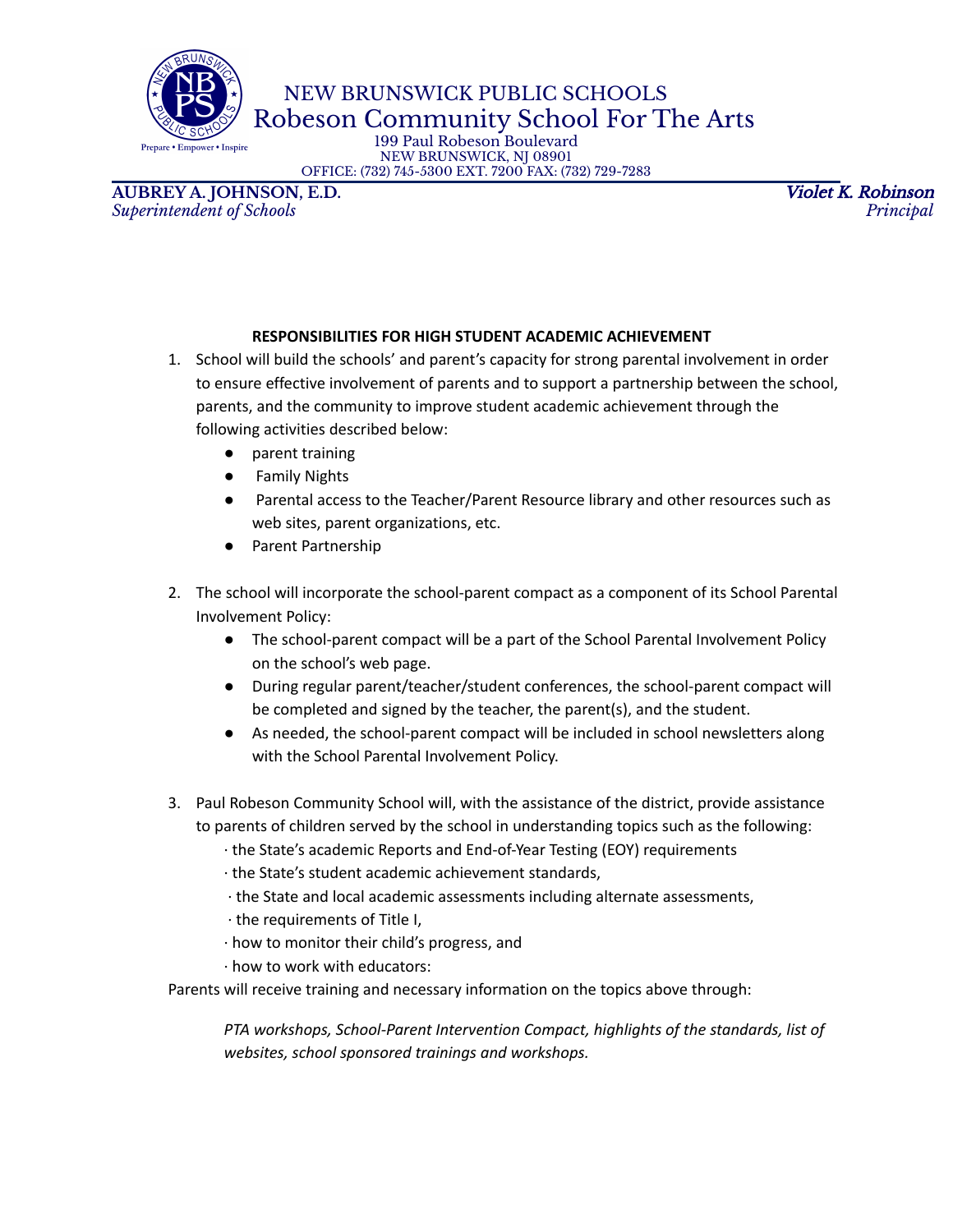NEW BRUNSWICK PUBLIC SCHOOLS
Robeson Community School For The Arts
199 Paul Robeson Boulevard
NEW BRUNSWICK, NJ 08901
OFFICE: (732) 745-5300 EXT. 7200 FAX: (732) 729-7283

**AUBREY A. JOHNSON, E.D.**
*Superintendent of Schools*

***Violet K. Robinson***
*Principal*

**RESPONSIBILITIES FOR HIGH STUDENT ACADEMIC ACHIEVEMENT**

1. School will build the schools' and parent's capacity for strong parental involvement in order to ensure effective involvement of parents and to support a partnership between the school, parents, and the community to improve student academic achievement through the following activities described below:
   - parent training
   - Family Nights
   - Parental access to the Teacher/Parent Resource library and other resources such as web sites, parent organizations, etc.
   - Parent Partnership

2. The school will incorporate the school-parent compact as a component of its School Parental Involvement Policy:
   - The school-parent compact will be a part of the School Parental Involvement Policy on the school's web page.
   - During regular parent/teacher/student conferences, the school-parent compact will be completed and signed by the teacher, the parent(s), and the student.
   - As needed, the school-parent compact will be included in school newsletters along with the School Parental Involvement Policy.

3. Paul Robeson Community School will, with the assistance of the district, provide assistance to parents of children served by the school in understanding topics such as the following:
   · the State's academic Reports and End-of-Year Testing (EOY) requirements
   · the State's student academic achievement standards,
   · the State and local academic assessments including alternate assessments,
   · the requirements of Title I,
   · how to monitor their child's progress, and
   · how to work with educators:

Parents will receive training and necessary information on the topics above through:

*PTA workshops, School-Parent Intervention Compact, highlights of the standards, list of websites, school sponsored trainings and workshops.*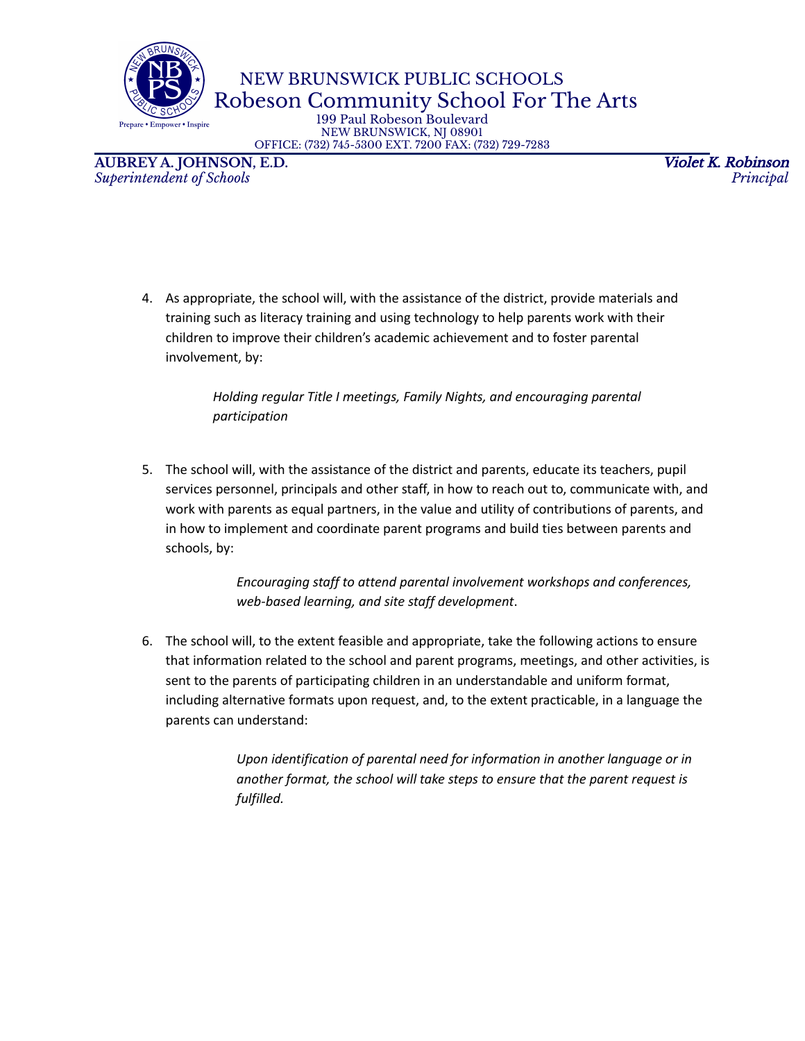4. As appropriate, the school will, with the assistance of the district, provide materials and training such as literacy training and using technology to help parents work with their children to improve their children's academic achievement and to foster parental involvement, by:

   *Holding regular Title I meetings, Family Nights, and encouraging parental participation*

5. The school will, with the assistance of the district and parents, educate its teachers, pupil services personnel, principals and other staff, in how to reach out to, communicate with, and work with parents as equal partners, in the value and utility of contributions of parents, and in how to implement and coordinate parent programs and build ties between parents and schools, by:

   *Encouraging staff to attend parental involvement workshops and conferences, web-based learning, and site staff development*.

6. The school will, to the extent feasible and appropriate, take the following actions to ensure that information related to the school and parent programs, meetings, and other activities, is sent to the parents of participating children in an understandable and uniform format, including alternative formats upon request, and, to the extent practicable, in a language the parents can understand:

   *Upon identification of parental need for information in another language or in another format, the school will take steps to ensure that the parent request is fulfilled.*